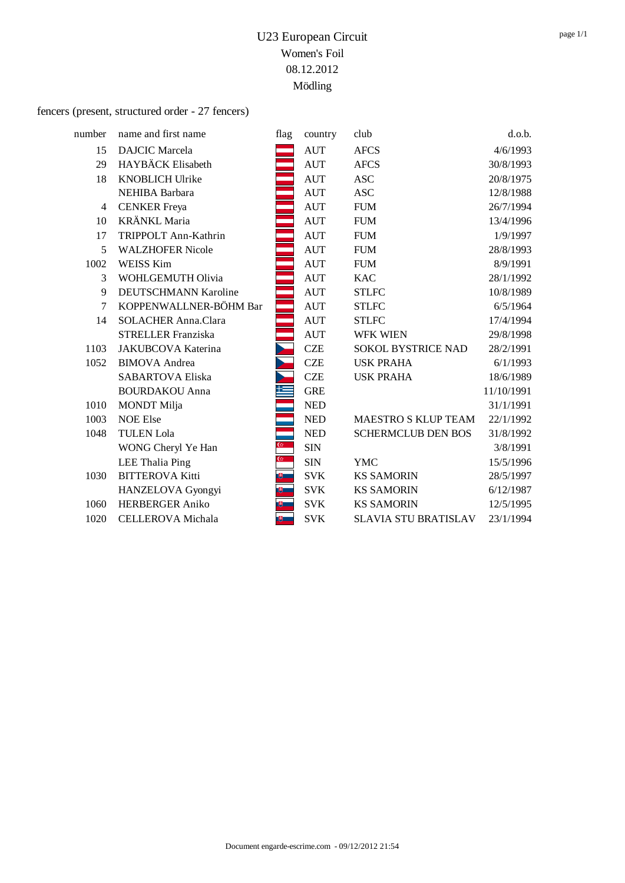# U23 European Circuit

## Women's Foil

## 08.12.2012

## Mödling

fencers (present, structured order - 27 fencers)

| number | name and first name | flag | country | club | d.o.b. |
|---|---|---|---|---|---|
| 15 | DAJCIC Marcela | | AUT | AFCS | 4/6/1993 |
| 29 | HAYBÄCK Elisabeth | | AUT | AFCS | 30/8/1993 |
| 18 | KNOBLICH Ulrike | | AUT | ASC | 20/8/1975 |
| | NEHIBA Barbara | | AUT | ASC | 12/8/1988 |
| 4 | CENKER Freya | | AUT | FUM | 26/7/1994 |
| 10 | KRÄNKL Maria | | AUT | FUM | 13/4/1996 |
| 17 | TRIPPOLT Ann-Kathrin | | AUT | FUM | 1/9/1997 |
| 5 | WALZHOFER Nicole | | AUT | FUM | 28/8/1993 |
| 1002 | WEISS Kim | | AUT | FUM | 8/9/1991 |
| 3 | WOHLGEMUTH Olivia | | AUT | KAC | 28/1/1992 |
| 9 | DEUTSCHMANN Karoline | | AUT | STLFC | 10/8/1989 |
| 7 | KOPPENWALLNER-BÖHM Bar | | AUT | STLFC | 6/5/1964 |
| 14 | SOLACHER Anna.Clara | | AUT | STLFC | 17/4/1994 |
| | STRELLER Franziska | | AUT | WFK WIEN | 29/8/1998 |
| 1103 | JAKUBCOVA Katerina | | CZE | SOKOL BYSTRICE NAD | 28/2/1991 |
| 1052 | BIMOVA Andrea | | CZE | USK PRAHA | 6/1/1993 |
| | SABARTOVA Eliska | | CZE | USK PRAHA | 18/6/1989 |
| | BOURDAKOU Anna | | GRE | | 11/10/1991 |
| 1010 | MONDT Milja | | NED | | 31/1/1991 |
| 1003 | NOE Else | | NED | MAESTRO S KLUP TEAM | 22/1/1992 |
| 1048 | TULEN Lola | | NED | SCHERMCLUB DEN BOS | 31/8/1992 |
| | WONG Cheryl Ye Han | | SIN | | 3/8/1991 |
| | LEE Thalia Ping | | SIN | YMC | 15/5/1996 |
| 1030 | BITTEROVA Kitti | | SVK | KS SAMORIN | 28/5/1997 |
| | HANZELOVA Gyongyi | | SVK | KS SAMORIN | 6/12/1987 |
| 1060 | HERBERGER Aniko | | SVK | KS SAMORIN | 12/5/1995 |
| 1020 | CELLEROVA Michala | | SVK | SLAVIA STU BRATISLAV | 23/1/1994 |

Document engarde-escrime.com - 09/12/2012 21:54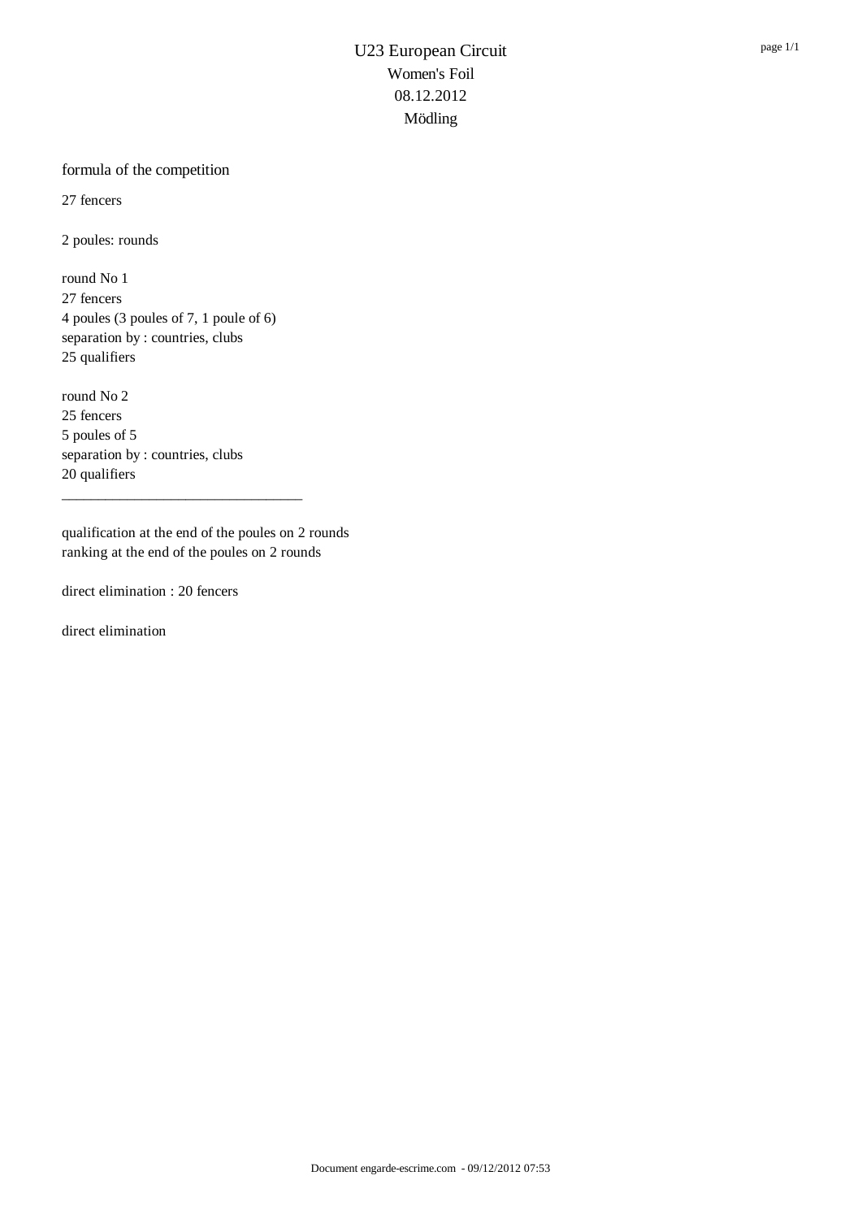# U23 European Circuit
## Women's Foil
## 08.12.2012
## Mödling

formula of the competition

27 fencers

2 poules: rounds

round No 1
27 fencers
4 poules (3 poules of 7, 1 poule of 6)
separation by : countries, clubs
25 qualifiers

round No 2
25 fencers
5 poules of 5
separation by : countries, clubs
20 qualifiers

---

qualification at the end of the poules on 2 rounds
ranking at the end of the poules on 2 rounds

direct elimination : 20 fencers

direct elimination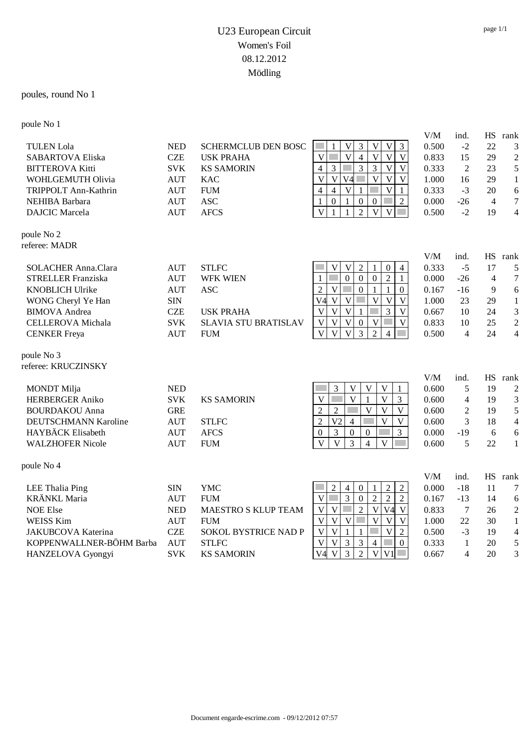# U23 European Circuit

## Women's Foil

## 08.12.2012

## Mödling

poules, round No 1

### poule No 1

| Name | Nation | Club | 1 | 2 | 3 | 4 | 5 | 6 | 7 | V/M | ind. | HS | rank |
|---|---|---|---|---|---|---|---|---|---|---|---|---|---|
| TULEN Lola | NED | SCHERMCLUB DEN BOSC | | 1 | V | 3 | V | V | 3 | 0.500 | -2 | 22 | 3 |
| SABARTOVA Eliska | CZE | USK PRAHA | V | | V | 4 | V | V | V | 0.833 | 15 | 29 | 2 |
| BITTEROVA Kitti | SVK | KS SAMORIN | 4 | 3 | | 3 | 3 | V | V | 0.333 | 2 | 23 | 5 |
| WOHLGEMUTH Olivia | AUT | KAC | V | V | V4 | | V | V | V | 1.000 | 16 | 29 | 1 |
| TRIPPOLT Ann-Kathrin | AUT | FUM | 4 | 4 | V | 1 | | V | 1 | 0.333 | -3 | 20 | 6 |
| NEHIBA Barbara | AUT | ASC | 1 | 0 | 1 | 0 | 0 | | 2 | 0.000 | -26 | 4 | 7 |
| DAJCIC Marcela | AUT | AFCS | V | 1 | 1 | 2 | V | V | | 0.500 | -2 | 19 | 4 |

### poule No 2

referee: MADR

| Name | Nation | Club | 1 | 2 | 3 | 4 | 5 | 6 | 7 | V/M | ind. | HS | rank |
|---|---|---|---|---|---|---|---|---|---|---|---|---|---|
| SOLACHER Anna.Clara | AUT | STLFC | | V | V | 2 | 1 | 0 | 4 | 0.333 | -5 | 17 | 5 |
| STRELLER Franziska | AUT | WFK WIEN | 1 | | 0 | 0 | 0 | 2 | 1 | 0.000 | -26 | 4 | 7 |
| KNOBLICH Ulrike | AUT | ASC | 2 | V | | 0 | 1 | 1 | 0 | 0.167 | -16 | 9 | 6 |
| WONG Cheryl Ye Han | SIN | | V4 | V | V | | V | V | V | 1.000 | 23 | 29 | 1 |
| BIMOVA Andrea | CZE | USK PRAHA | V | V | V | 1 | | 3 | V | 0.667 | 10 | 24 | 3 |
| CELLEROVA Michala | SVK | SLAVIA STU BRATISLAV | V | V | V | 0 | V | | V | 0.833 | 10 | 25 | 2 |
| CENKER Freya | AUT | FUM | V | V | V | 3 | 2 | 4 | | 0.500 | 4 | 24 | 4 |

### poule No 3

referee: KRUCZINSKY

| Name | Nation | Club | 1 | 2 | 3 | 4 | 5 | 6 | V/M | ind. | HS | rank |
|---|---|---|---|---|---|---|---|---|---|---|---|---|
| MONDT Milja | NED | | | 3 | V | V | V | 1 | 0.600 | 5 | 19 | 2 |
| HERBERGER Aniko | SVK | KS SAMORIN | V | | V | 1 | V | 3 | 0.600 | 4 | 19 | 3 |
| BOURDAKOU Anna | GRE | | 2 | 2 | | V | V | V | 0.600 | 2 | 19 | 5 |
| DEUTSCHMANN Karoline | AUT | STLFC | 2 | V2 | 4 | | V | V | 0.600 | 3 | 18 | 4 |
| HAYBÄCK Elisabeth | AUT | AFCS | 0 | 3 | 0 | 0 | | 3 | 0.000 | -19 | 6 | 6 |
| WALZHOFER Nicole | AUT | FUM | V | V | 3 | 4 | V | | 0.600 | 5 | 22 | 1 |

### poule No 4

| Name | Nation | Club | 1 | 2 | 3 | 4 | 5 | 6 | 7 | V/M | ind. | HS | rank |
|---|---|---|---|---|---|---|---|---|---|---|---|---|---|
| LEE Thalia Ping | SIN | YMC | | 2 | 4 | 0 | 1 | 2 | 2 | 0.000 | -18 | 11 | 7 |
| KRÄNKL Maria | AUT | FUM | V | | 3 | 0 | 2 | 2 | 2 | 0.167 | -13 | 14 | 6 |
| NOE Else | NED | MAESTRO S KLUP TEAM | V | V | | 2 | V | V4 | V | 0.833 | 7 | 26 | 2 |
| WEISS Kim | AUT | FUM | V | V | V | | V | V | V | 1.000 | 22 | 30 | 1 |
| JAKUBCOVA Katerina | CZE | SOKOL BYSTRICE NAD P | V | V | 1 | 1 | | V | 2 | 0.500 | -3 | 19 | 4 |
| KOPPENWALLNER-BÖHM Barba | AUT | STLFC | V | V | 3 | 3 | 4 | | 0 | 0.333 | 1 | 20 | 5 |
| HANZELOVA Gyongyi | SVK | KS SAMORIN | V4 | V | 3 | 2 | V | V1 | | 0.667 | 4 | 20 | 3 |

Document engarde-escrime.com - 09/12/2012 07:57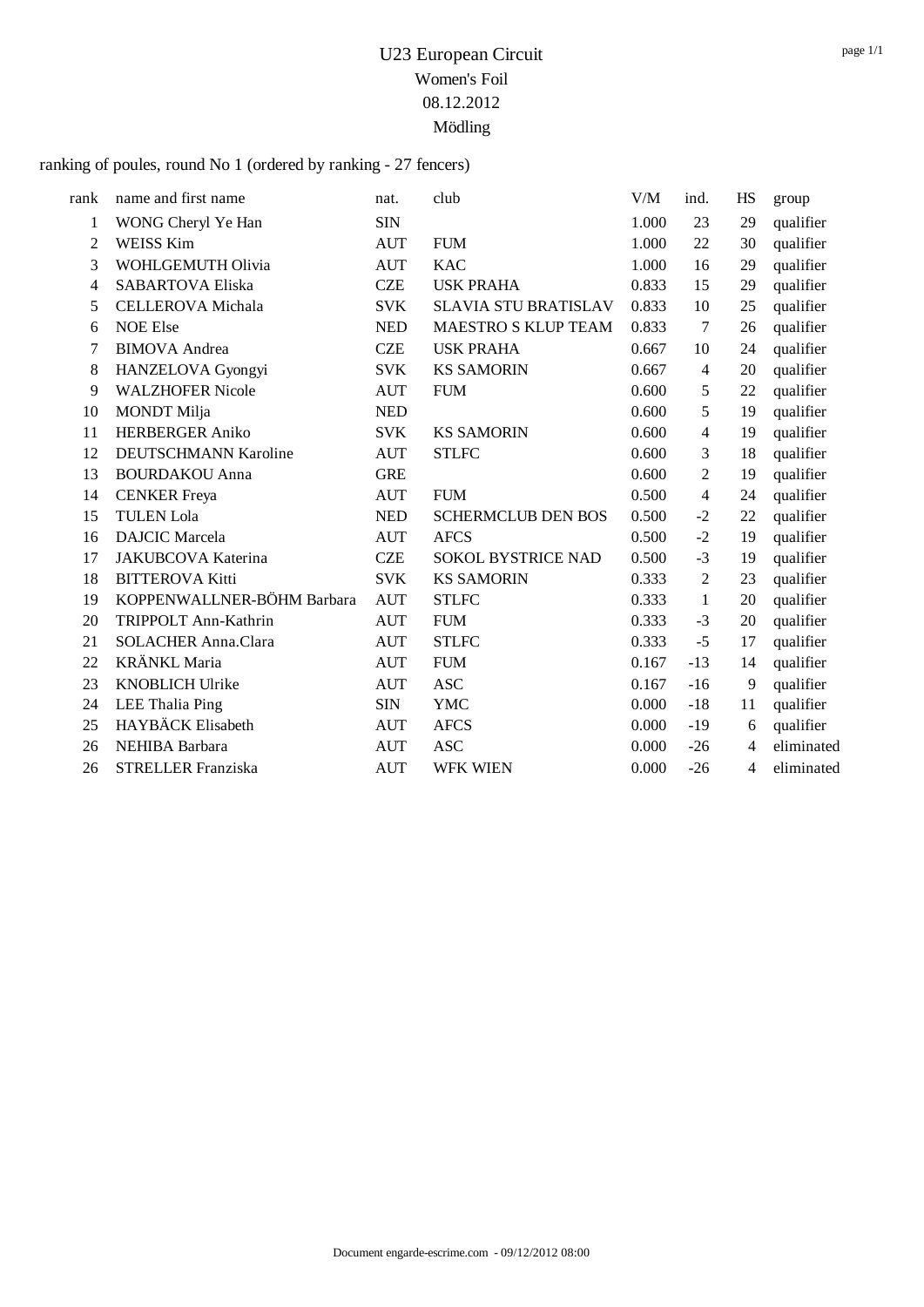# U23 European Circuit

Women's Foil

08.12.2012

Mödling

ranking of poules, round No 1 (ordered by ranking - 27 fencers)

| rank | name and first name | nat. | club | V/M | ind. | HS | group |
|---|---|---|---|---|---|---|---|
| 1 | WONG Cheryl Ye Han | SIN | | 1.000 | 23 | 29 | qualifier |
| 2 | WEISS Kim | AUT | FUM | 1.000 | 22 | 30 | qualifier |
| 3 | WOHLGEMUTH Olivia | AUT | KAC | 1.000 | 16 | 29 | qualifier |
| 4 | SABARTOVA Eliska | CZE | USK PRAHA | 0.833 | 15 | 29 | qualifier |
| 5 | CELLEROVA Michala | SVK | SLAVIA STU BRATISLAV | 0.833 | 10 | 25 | qualifier |
| 6 | NOE Else | NED | MAESTRO S KLUP TEAM | 0.833 | 7 | 26 | qualifier |
| 7 | BIMOVA Andrea | CZE | USK PRAHA | 0.667 | 10 | 24 | qualifier |
| 8 | HANZELOVA Gyongyi | SVK | KS SAMORIN | 0.667 | 4 | 20 | qualifier |
| 9 | WALZHOFER Nicole | AUT | FUM | 0.600 | 5 | 22 | qualifier |
| 10 | MONDT Milja | NED | | 0.600 | 5 | 19 | qualifier |
| 11 | HERBERGER Aniko | SVK | KS SAMORIN | 0.600 | 4 | 19 | qualifier |
| 12 | DEUTSCHMANN Karoline | AUT | STLFC | 0.600 | 3 | 18 | qualifier |
| 13 | BOURDAKOU Anna | GRE | | 0.600 | 2 | 19 | qualifier |
| 14 | CENKER Freya | AUT | FUM | 0.500 | 4 | 24 | qualifier |
| 15 | TULEN Lola | NED | SCHERMCLUB DEN BOS | 0.500 | -2 | 22 | qualifier |
| 16 | DAJCIC Marcela | AUT | AFCS | 0.500 | -2 | 19 | qualifier |
| 17 | JAKUBCOVA Katerina | CZE | SOKOL BYSTRICE NAD | 0.500 | -3 | 19 | qualifier |
| 18 | BITTEROVA Kitti | SVK | KS SAMORIN | 0.333 | 2 | 23 | qualifier |
| 19 | KOPPENWALLNER-BÖHM Barbara | AUT | STLFC | 0.333 | 1 | 20 | qualifier |
| 20 | TRIPPOLT Ann-Kathrin | AUT | FUM | 0.333 | -3 | 20 | qualifier |
| 21 | SOLACHER Anna.Clara | AUT | STLFC | 0.333 | -5 | 17 | qualifier |
| 22 | KRÄNKL Maria | AUT | FUM | 0.167 | -13 | 14 | qualifier |
| 23 | KNOBLICH Ulrike | AUT | ASC | 0.167 | -16 | 9 | qualifier |
| 24 | LEE Thalia Ping | SIN | YMC | 0.000 | -18 | 11 | qualifier |
| 25 | HAYBÄCK Elisabeth | AUT | AFCS | 0.000 | -19 | 6 | qualifier |
| 26 | NEHIBA Barbara | AUT | ASC | 0.000 | -26 | 4 | eliminated |
| 26 | STRELLER Franziska | AUT | WFK WIEN | 0.000 | -26 | 4 | eliminated |

Document engarde-escrime.com - 09/12/2012 08:00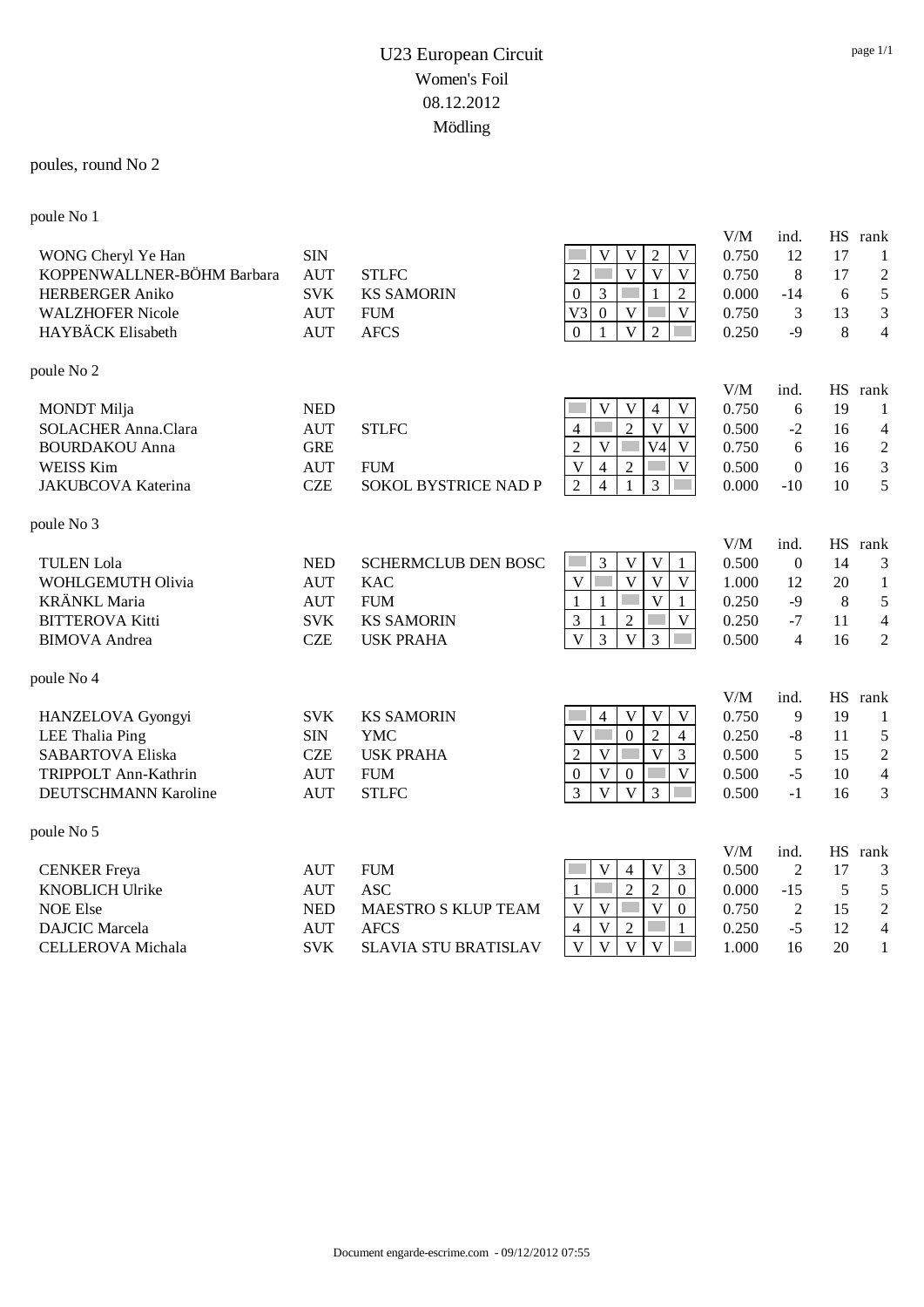# U23 European Circuit
## Women's Foil
## 08.12.2012
## Mödling

### poules, round No 2

#### poule No 1

| Name | Nation | Club | 1 | 2 | 3 | 4 | 5 | V/M | ind. | HS | rank |
|---|---|---|---|---|---|---|---|---|---|---|---|
| WONG Cheryl Ye Han | SIN | | | V | V | 2 | V | 0.750 | 12 | 17 | 1 |
| KOPPENWALLNER-BÖHM Barbara | AUT | STLFC | 2 | | V | V | V | 0.750 | 8 | 17 | 2 |
| HERBERGER Aniko | SVK | KS SAMORIN | 0 | 3 | | 1 | 2 | 0.000 | -14 | 6 | 5 |
| WALZHOFER Nicole | AUT | FUM | V3 | 0 | V | | V | 0.750 | 3 | 13 | 3 |
| HAYBÄCK Elisabeth | AUT | AFCS | 0 | 1 | V | 2 | | 0.250 | -9 | 8 | 4 |

#### poule No 2

| Name | Nation | Club | 1 | 2 | 3 | 4 | 5 | V/M | ind. | HS | rank |
|---|---|---|---|---|---|---|---|---|---|---|---|
| MONDT Milja | NED | | | V | V | 4 | V | 0.750 | 6 | 19 | 1 |
| SOLACHER Anna.Clara | AUT | STLFC | 4 | | 2 | V | V | 0.500 | -2 | 16 | 4 |
| BOURDAKOU Anna | GRE | | 2 | V | | V4 | V | 0.750 | 6 | 16 | 2 |
| WEISS Kim | AUT | FUM | V | 4 | 2 | | V | 0.500 | 0 | 16 | 3 |
| JAKUBCOVA Katerina | CZE | SOKOL BYSTRICE NAD P | 2 | 4 | 1 | 3 | | 0.000 | -10 | 10 | 5 |

#### poule No 3

| Name | Nation | Club | 1 | 2 | 3 | 4 | 5 | V/M | ind. | HS | rank |
|---|---|---|---|---|---|---|---|---|---|---|---|
| TULEN Lola | NED | SCHERMCLUB DEN BOSC | | 3 | V | V | 1 | 0.500 | 0 | 14 | 3 |
| WOHLGEMUTH Olivia | AUT | KAC | V | | V | V | V | 1.000 | 12 | 20 | 1 |
| KRÄNKL Maria | AUT | FUM | 1 | 1 | | V | 1 | 0.250 | -9 | 8 | 5 |
| BITTEROVA Kitti | SVK | KS SAMORIN | 3 | 1 | 2 | | V | 0.250 | -7 | 11 | 4 |
| BIMOVA Andrea | CZE | USK PRAHA | V | 3 | V | 3 | | 0.500 | 4 | 16 | 2 |

#### poule No 4

| Name | Nation | Club | 1 | 2 | 3 | 4 | 5 | V/M | ind. | HS | rank |
|---|---|---|---|---|---|---|---|---|---|---|---|
| HANZELOVA Gyongyi | SVK | KS SAMORIN | | 4 | V | V | V | 0.750 | 9 | 19 | 1 |
| LEE Thalia Ping | SIN | YMC | V | | 0 | 2 | 4 | 0.250 | -8 | 11 | 5 |
| SABARTOVA Eliska | CZE | USK PRAHA | 2 | V | | V | 3 | 0.500 | 5 | 15 | 2 |
| TRIPPOLT Ann-Kathrin | AUT | FUM | 0 | V | 0 | | V | 0.500 | -5 | 10 | 4 |
| DEUTSCHMANN Karoline | AUT | STLFC | 3 | V | V | 3 | | 0.500 | -1 | 16 | 3 |

#### poule No 5

| Name | Nation | Club | 1 | 2 | 3 | 4 | 5 | V/M | ind. | HS | rank |
|---|---|---|---|---|---|---|---|---|---|---|---|
| CENKER Freya | AUT | FUM | | V | 4 | V | 3 | 0.500 | 2 | 17 | 3 |
| KNOBLICH Ulrike | AUT | ASC | 1 | | 2 | 2 | 0 | 0.000 | -15 | 5 | 5 |
| NOE Else | NED | MAESTRO S KLUP TEAM | V | V | | V | 0 | 0.750 | 2 | 15 | 2 |
| DAJCIC Marcela | AUT | AFCS | 4 | V | 2 | | 1 | 0.250 | -5 | 12 | 4 |
| CELLEROVA Michala | SVK | SLAVIA STU BRATISLAV | V | V | V | V | | 1.000 | 16 | 20 | 1 |

Document engarde-escrime.com - 09/12/2012 07:55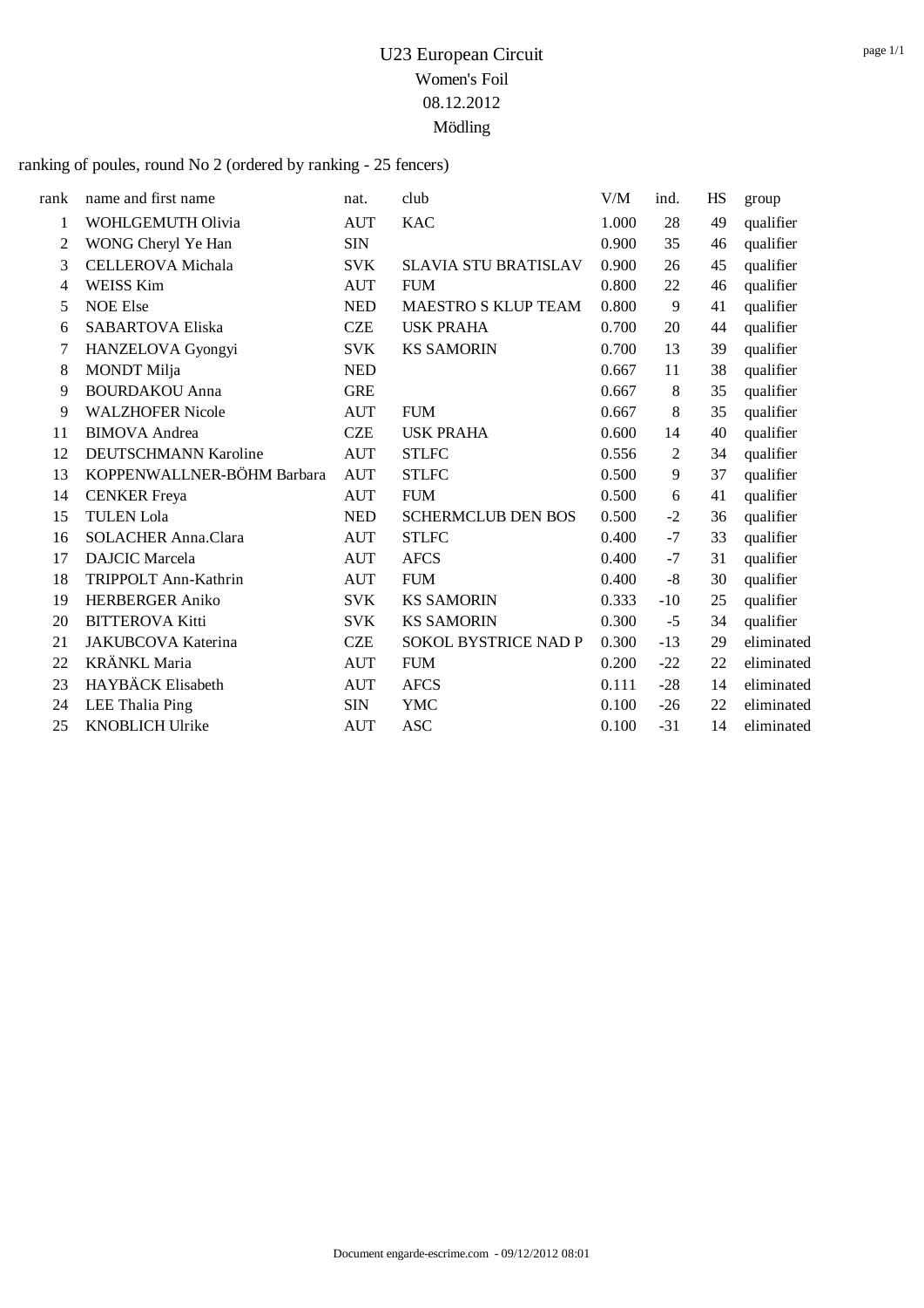# U23 European Circuit
## Women's Foil
## 08.12.2012
## Mödling

ranking of poules, round No 2 (ordered by ranking - 25 fencers)

| rank | name and first name | nat. | club | V/M | ind. | HS | group |
|---|---|---|---|---|---|---|---|
| 1 | WOHLGEMUTH Olivia | AUT | KAC | 1.000 | 28 | 49 | qualifier |
| 2 | WONG Cheryl Ye Han | SIN | | 0.900 | 35 | 46 | qualifier |
| 3 | CELLEROVA Michala | SVK | SLAVIA STU BRATISLAV | 0.900 | 26 | 45 | qualifier |
| 4 | WEISS Kim | AUT | FUM | 0.800 | 22 | 46 | qualifier |
| 5 | NOE Else | NED | MAESTRO S KLUP TEAM | 0.800 | 9 | 41 | qualifier |
| 6 | SABARTOVA Eliska | CZE | USK PRAHA | 0.700 | 20 | 44 | qualifier |
| 7 | HANZELOVA Gyongyi | SVK | KS SAMORIN | 0.700 | 13 | 39 | qualifier |
| 8 | MONDT Milja | NED | | 0.667 | 11 | 38 | qualifier |
| 9 | BOURDAKOU Anna | GRE | | 0.667 | 8 | 35 | qualifier |
| 9 | WALZHOFER Nicole | AUT | FUM | 0.667 | 8 | 35 | qualifier |
| 11 | BIMOVA Andrea | CZE | USK PRAHA | 0.600 | 14 | 40 | qualifier |
| 12 | DEUTSCHMANN Karoline | AUT | STLFC | 0.556 | 2 | 34 | qualifier |
| 13 | KOPPENWALLNER-BÖHM Barbara | AUT | STLFC | 0.500 | 9 | 37 | qualifier |
| 14 | CENKER Freya | AUT | FUM | 0.500 | 6 | 41 | qualifier |
| 15 | TULEN Lola | NED | SCHERMCLUB DEN BOS | 0.500 | -2 | 36 | qualifier |
| 16 | SOLACHER Anna.Clara | AUT | STLFC | 0.400 | -7 | 33 | qualifier |
| 17 | DAJCIC Marcela | AUT | AFCS | 0.400 | -7 | 31 | qualifier |
| 18 | TRIPPOLT Ann-Kathrin | AUT | FUM | 0.400 | -8 | 30 | qualifier |
| 19 | HERBERGER Aniko | SVK | KS SAMORIN | 0.333 | -10 | 25 | qualifier |
| 20 | BITTEROVA Kitti | SVK | KS SAMORIN | 0.300 | -5 | 34 | qualifier |
| 21 | JAKUBCOVA Katerina | CZE | SOKOL BYSTRICE NAD P | 0.300 | -13 | 29 | eliminated |
| 22 | KRÄNKL Maria | AUT | FUM | 0.200 | -22 | 22 | eliminated |
| 23 | HAYBÄCK Elisabeth | AUT | AFCS | 0.111 | -28 | 14 | eliminated |
| 24 | LEE Thalia Ping | SIN | YMC | 0.100 | -26 | 22 | eliminated |
| 25 | KNOBLICH Ulrike | AUT | ASC | 0.100 | -31 | 14 | eliminated |

Document engarde-escrime.com - 09/12/2012 08:01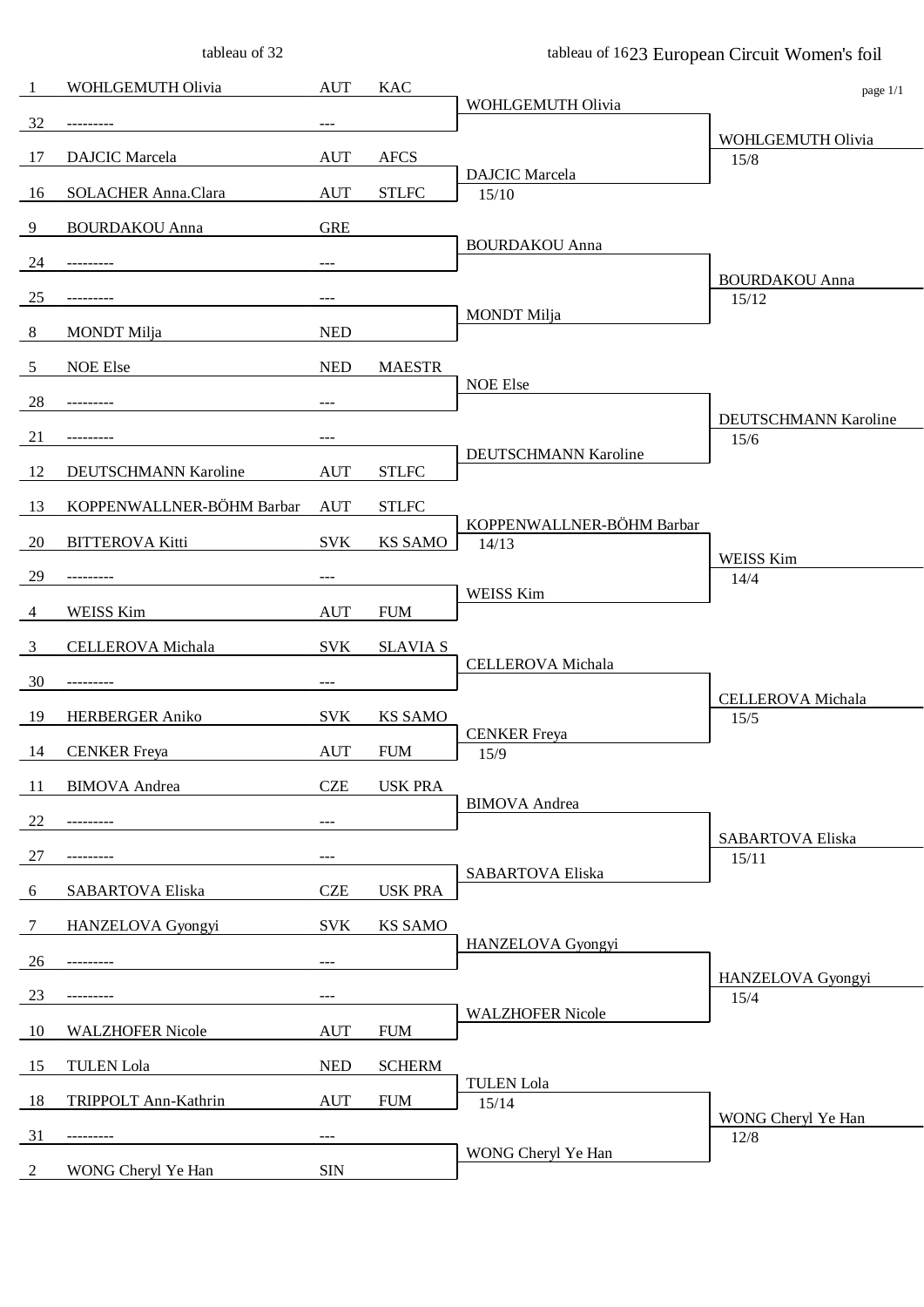# 23 European Circuit Women's foil

page 1/1

| Seed | tableau of 32 | Nation | Club | tableau of 16 | tableau of 8 |
|---|---|---|---|---|---|
| 1 | WOHLGEMUTH Olivia | AUT | KAC | WOHLGEMUTH Olivia | WOHLGEMUTH Olivia 15/8 |
| 32 | --------- | --- | | | |
| 17 | DAJCIC Marcela | AUT | AFCS | DAJCIC Marcela 15/10 | |
| 16 | SOLACHER Anna.Clara | AUT | STLFC | | |
| 9 | BOURDAKOU Anna | GRE | | BOURDAKOU Anna | BOURDAKOU Anna 15/12 |
| 24 | --------- | --- | | | |
| 25 | --------- | --- | | MONDT Milja | |
| 8 | MONDT Milja | NED | | | |
| 5 | NOE Else | NED | MAESTR | NOE Else | DEUTSCHMANN Karoline 15/6 |
| 28 | --------- | --- | | | |
| 21 | --------- | --- | | DEUTSCHMANN Karoline | |
| 12 | DEUTSCHMANN Karoline | AUT | STLFC | | |
| 13 | KOPPENWALLNER-BÖHM Barbar | AUT | STLFC | KOPPENWALLNER-BÖHM Barbar 14/13 | WEISS Kim 14/4 |
| 20 | BITTEROVA Kitti | SVK | KS SAMO | | |
| 29 | --------- | --- | | WEISS Kim | |
| 4 | WEISS Kim | AUT | FUM | | |
| 3 | CELLEROVA Michala | SVK | SLAVIA S | CELLEROVA Michala | CELLEROVA Michala 15/5 |
| 30 | --------- | --- | | | |
| 19 | HERBERGER Aniko | SVK | KS SAMO | CENKER Freya 15/9 | |
| 14 | CENKER Freya | AUT | FUM | | |
| 11 | BIMOVA Andrea | CZE | USK PRA | BIMOVA Andrea | SABARTOVA Eliska 15/11 |
| 22 | --------- | --- | | | |
| 27 | --------- | --- | | SABARTOVA Eliska | |
| 6 | SABARTOVA Eliska | CZE | USK PRA | | |
| 7 | HANZELOVA Gyongyi | SVK | KS SAMO | HANZELOVA Gyongyi | HANZELOVA Gyongyi 15/4 |
| 26 | --------- | --- | | | |
| 23 | --------- | --- | | WALZHOFER Nicole | |
| 10 | WALZHOFER Nicole | AUT | FUM | | |
| 15 | TULEN Lola | NED | SCHERM | TULEN Lola 15/14 | WONG Cheryl Ye Han 12/8 |
| 18 | TRIPPOLT Ann-Kathrin | AUT | FUM | | |
| 31 | --------- | --- | | WONG Cheryl Ye Han | |
| 2 | WONG Cheryl Ye Han | SIN | | | |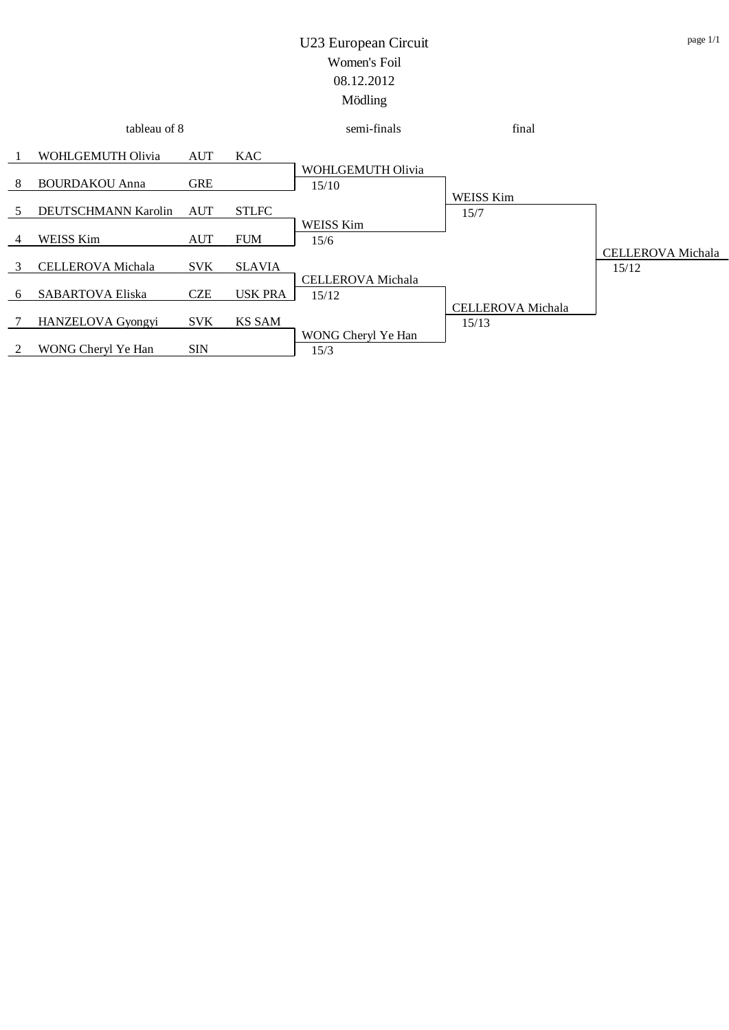# U23 European Circuit

## Women's Foil

08.12.2012

Mödling

| tableau of 8 | | | | semi-finals | final | |
|---|---|---|---|---|---|---|
| 1 | WOHLGEMUTH Olivia | AUT | KAC | | | |
| | | | | WOHLGEMUTH Olivia 15/10 | | |
| 8 | BOURDAKOU Anna | GRE | | | | |
| | | | | | WEISS Kim 15/7 | |
| 5 | DEUTSCHMANN Karolin | AUT | STLFC | | | |
| | | | | WEISS Kim 15/6 | | |
| 4 | WEISS Kim | AUT | FUM | | | |
| | | | | | | CELLEROVA Michala 15/12 |
| 3 | CELLEROVA Michala | SVK | SLAVIA | | | |
| | | | | CELLEROVA Michala 15/12 | | |
| 6 | SABARTOVA Eliska | CZE | USK PRA | | | |
| | | | | | CELLEROVA Michala 15/13 | |
| 7 | HANZELOVA Gyongyi | SVK | KS SAM | | | |
| | | | | WONG Cheryl Ye Han 15/3 | | |
| 2 | WONG Cheryl Ye Han | SIN | | | | |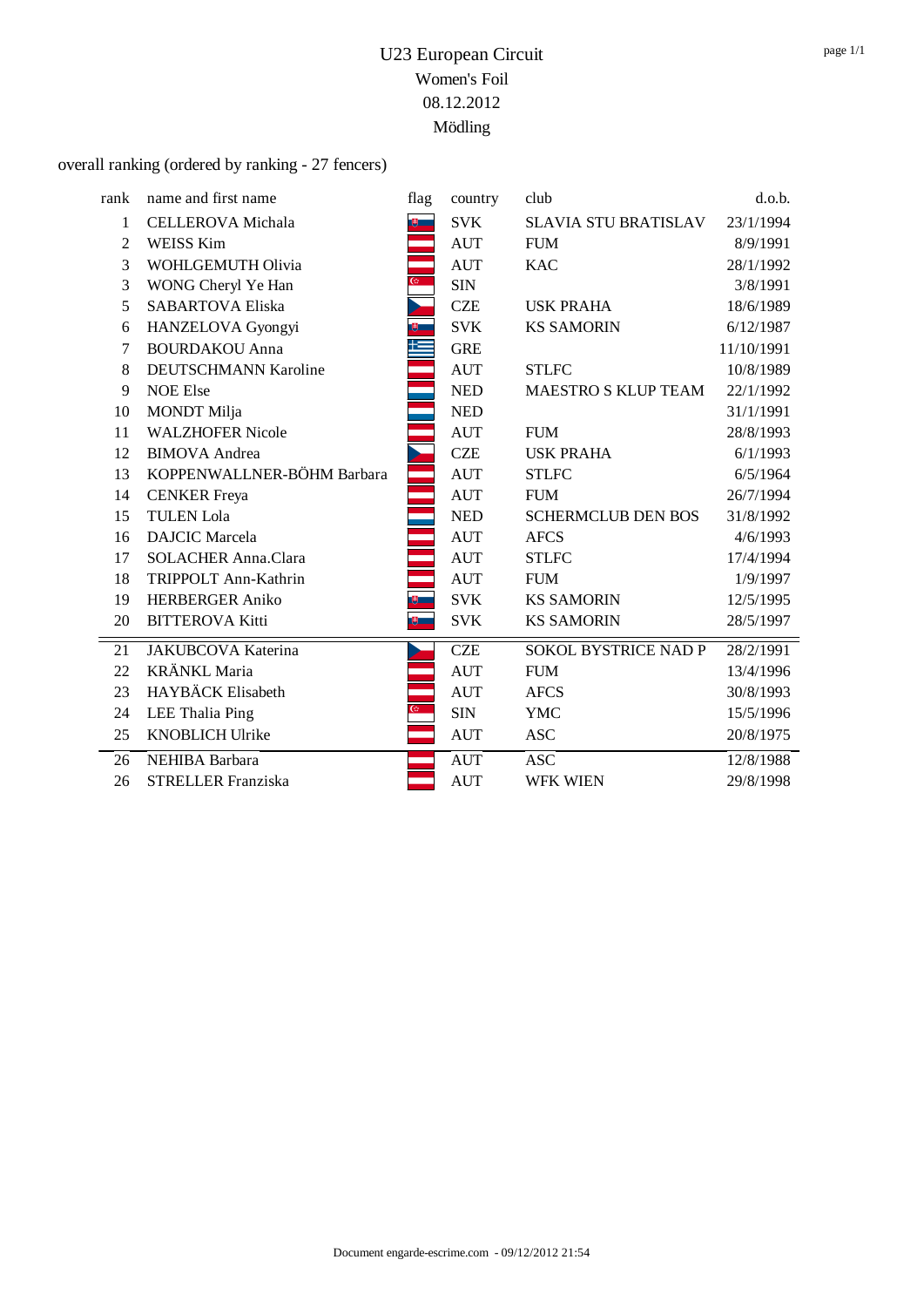# U23 European Circuit
## Women's Foil
## 08.12.2012
## Mödling

overall ranking (ordered by ranking - 27 fencers)

| rank | name and first name | flag | country | club | d.o.b. |
|---|---|---|---|---|---|
| 1 | CELLEROVA Michala | | SVK | SLAVIA STU BRATISLAV | 23/1/1994 |
| 2 | WEISS Kim | | AUT | FUM | 8/9/1991 |
| 3 | WOHLGEMUTH Olivia | | AUT | KAC | 28/1/1992 |
| 3 | WONG Cheryl Ye Han | | SIN | | 3/8/1991 |
| 5 | SABARTOVA Eliska | | CZE | USK PRAHA | 18/6/1989 |
| 6 | HANZELOVA Gyongyi | | SVK | KS SAMORIN | 6/12/1987 |
| 7 | BOURDAKOU Anna | | GRE | | 11/10/1991 |
| 8 | DEUTSCHMANN Karoline | | AUT | STLFC | 10/8/1989 |
| 9 | NOE Else | | NED | MAESTRO S KLUP TEAM | 22/1/1992 |
| 10 | MONDT Milja | | NED | | 31/1/1991 |
| 11 | WALZHOFER Nicole | | AUT | FUM | 28/8/1993 |
| 12 | BIMOVA Andrea | | CZE | USK PRAHA | 6/1/1993 |
| 13 | KOPPENWALLNER-BÖHM Barbara | | AUT | STLFC | 6/5/1964 |
| 14 | CENKER Freya | | AUT | FUM | 26/7/1994 |
| 15 | TULEN Lola | | NED | SCHERMCLUB DEN BOS | 31/8/1992 |
| 16 | DAJCIC Marcela | | AUT | AFCS | 4/6/1993 |
| 17 | SOLACHER Anna.Clara | | AUT | STLFC | 17/4/1994 |
| 18 | TRIPPOLT Ann-Kathrin | | AUT | FUM | 1/9/1997 |
| 19 | HERBERGER Aniko | | SVK | KS SAMORIN | 12/5/1995 |
| 20 | BITTEROVA Kitti | | SVK | KS SAMORIN | 28/5/1997 |
| 21 | JAKUBCOVA Katerina | | CZE | SOKOL BYSTRICE NAD P | 28/2/1991 |
| 22 | KRÄNKL Maria | | AUT | FUM | 13/4/1996 |
| 23 | HAYBÄCK Elisabeth | | AUT | AFCS | 30/8/1993 |
| 24 | LEE Thalia Ping | | SIN | YMC | 15/5/1996 |
| 25 | KNOBLICH Ulrike | | AUT | ASC | 20/8/1975 |
| 26 | NEHIBA Barbara | | AUT | ASC | 12/8/1988 |
| 26 | STRELLER Franziska | | AUT | WFK WIEN | 29/8/1998 |

Document engarde-escrime.com - 09/12/2012 21:54